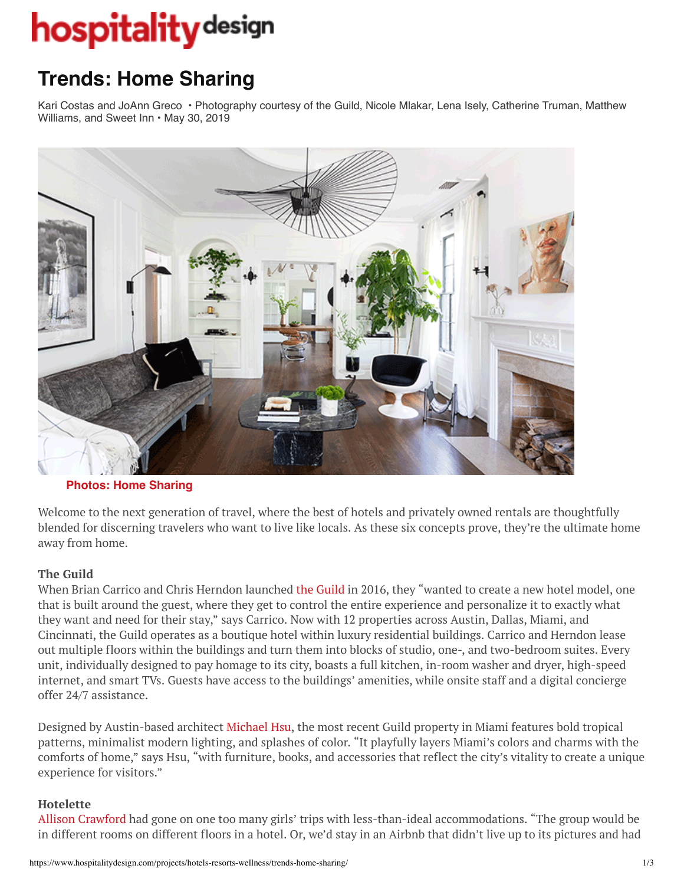# Trends: Home Sharing

Kari Costas and JoAnn Greco • Photography courtesy of the Guild, Nicole Mlakar, Lena Isely, Catherine Truman, Matthew Williams, and Sweet Inn • May 30, 2019

**Photos: Home Sharing**

Welcome to the next generation of travel, where the best of hotels and privately owned rentals are thoughtfully blended for discerning travelers who want to live like locals. As these six concepts prove, they're the ultimate home away from home.

### The Guild

When Brian Carrico and Chris Herndon launched the Guild in 2016, they "wanted to create a new hotel model, one that is built around the guest, where they get to control the entire experience and personalize it to exactly what they want and need for their stay," says Carrico. Now with 12 properties across Austin, Dallas, Miami, and Cincinnati, the Guild operates as a boutique hotel within luxury residential buildings. Carrico and Herndon lease out multiple floors within the buildings and turn them into blocks of studio, one-, and two-bedroom suites. Every unit, individually designed to pay homage to its city, boasts a full kitchen, in-room washer and dryer, high-speed internet, and smart TVs. Guests have access to the buildings' amenities, while onsite staff and a digital concierge offer 24/7 assistance.

Designed by Austin-based architect Michael Hsu, the most recent Guild property in Miami features bold tropical patterns, minimalist modern lighting, and splashes of color. "It playfully layers Miami's colors and charms with the comforts of home," says Hsu, "with furniture, books, and accessories that reflect the city's vitality to create a unique experience for visitors."

### Hotelette

Allison Crawford had gone on one too many girls' trips with less-than-ideal accommodations. "The group would be in different rooms on different floors in a hotel. Or, we'd stay in an Airbnb that didn't live up to its pictures and had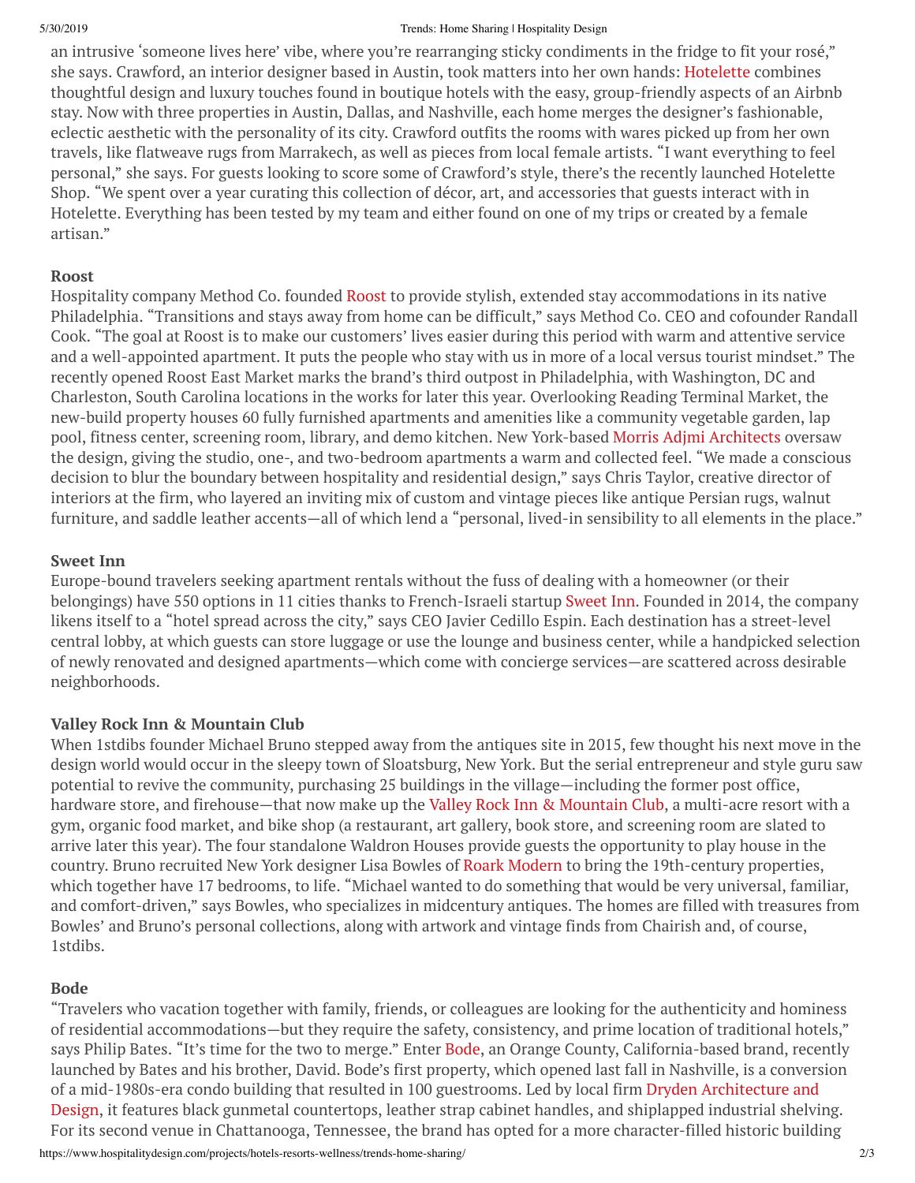an intrusive 'someone lives here' vibe, where you're rearranging sticky condiments in the fridge to fit your rosé," she says. Crawford, an interior designer based in Austin, took matters into her own hands: Hotelette combines thoughtful design and luxury touches found in boutique hotels with the easy, group-friendly aspects of an Airbnb stay. Now with three properties in Austin, Dallas, and Nashville, each home merges the designer's fashionable, eclectic aesthetic with the personality of its city. Crawford outfits the rooms with wares picked up from her own travels, like flatweave rugs from Marrakech, as well as pieces from local female artists. "I want everything to feel personal," she says. For guests looking to score some of Crawford's style, there's the recently launched Hotelette Shop. "We spent over a year curating this collection of décor, art, and accessories that guests interact with in Hotelette. Everything has been tested by my team and either found on one of my trips or created by a female artisan."

**Roost**

Hospitality company Method Co. founded Roost to provide stylish, extended stay accommodations in its native Philadelphia. "Transitions and stays away from home can be difficult," says Method Co. CEO and cofounder Randall Cook. "The goal at Roost is to make our customers' lives easier during this period with warm and attentive service and a well-appointed apartment. It puts the people who stay with us in more of a local versus tourist mindset." The recently opened Roost East Market marks the brand's third outpost in Philadelphia, with Washington, DC and Charleston, South Carolina locations in the works for later this year. Overlooking Reading Terminal Market, the new-build property houses 60 fully furnished apartments and amenities like a community vegetable garden, lap pool, fitness center, screening room, library, and demo kitchen. New York-based Morris Adjmi Architects oversaw the design, giving the studio, one-, and two-bedroom apartments a warm and collected feel. "We made a conscious decision to blur the boundary between hospitality and residential design," says Chris Taylor, creative director of interiors at the firm, who layered an inviting mix of custom and vintage pieces like antique Persian rugs, walnut furniture, and saddle leather accents—all of which lend a "personal, lived-in sensibility to all elements in the place."

**Sweet Inn**

Europe-bound travelers seeking apartment rentals without the fuss of dealing with a homeowner (or their belongings) have 550 options in 11 cities thanks to French-Israeli startup Sweet Inn. Founded in 2014, the company likens itself to a "hotel spread across the city," says CEO Javier Cedillo Espin. Each destination has a street-level central lobby, at which guests can store luggage or use the lounge and business center, while a handpicked selection of newly renovated and designed apartments—which come with concierge services—are scattered across desirable neighborhoods.

**Valley Rock Inn & Mountain Club**

When 1stdibs founder Michael Bruno stepped away from the antiques site in 2015, few thought his next move in the design world would occur in the sleepy town of Sloatsburg, New York. But the serial entrepreneur and style guru saw potential to revive the community, purchasing 25 buildings in the village—including the former post office, hardware store, and firehouse—that now make up the Valley Rock Inn & Mountain Club, a multi-acre resort with a gym, organic food market, and bike shop (a restaurant, art gallery, book store, and screening room are slated to arrive later this year). The four standalone Waldron Houses provide guests the opportunity to play house in the country. Bruno recruited New York designer Lisa Bowles of Roark Modern to bring the 19th-century properties, which together have 17 bedrooms, to life. "Michael wanted to do something that would be very universal, familiar, and comfort-driven," says Bowles, who specializes in midcentury antiques. The homes are filled with treasures from Bowles' and Bruno's personal collections, along with artwork and vintage finds from Chairish and, of course, 1stdibs.

**Bode**

"Travelers who vacation together with family, friends, or colleagues are looking for the authenticity and hominess of residential accommodations—but they require the safety, consistency, and prime location of traditional hotels," says Philip Bates. "It's time for the two to merge." Enter Bode, an Orange County, California-based brand, recently launched by Bates and his brother, David. Bode's first property, which opened last fall in Nashville, is a conversion of a mid-1980s-era condo building that resulted in 100 guestrooms. Led by local firm Dryden Architecture and Design, it features black gunmetal countertops, leather strap cabinet handles, and shiplapped industrial shelving. For its second venue in Chattanooga, Tennessee, the brand has opted for a more character-filled historic building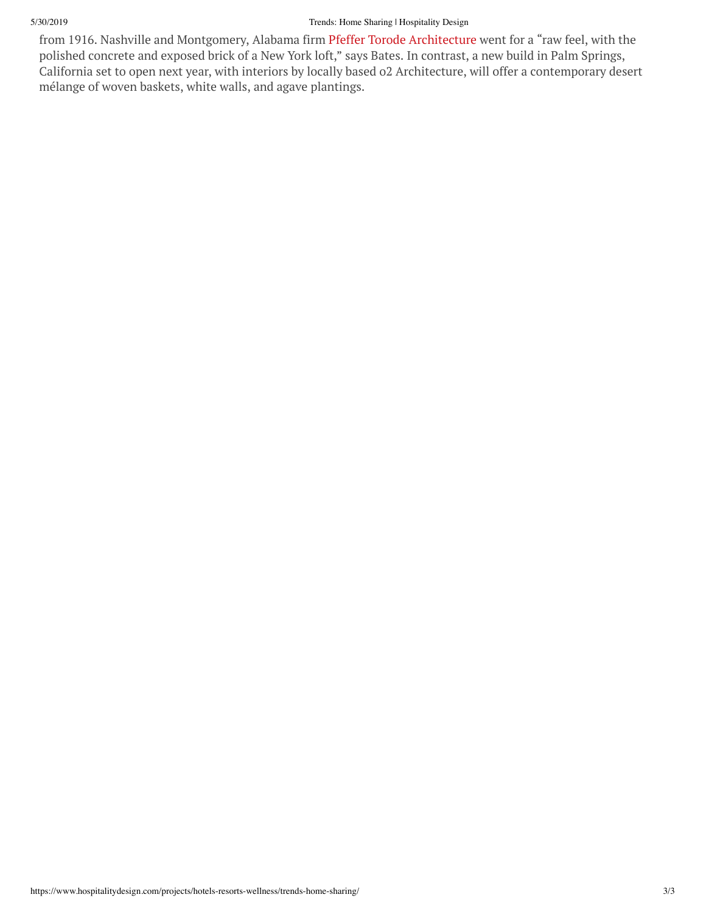from 1916. Nashville and Montgomery, Alabama firm Pfeffer Torode Architecture went for a "raw feel, with the polished concrete and exposed brick of a New York loft," says Bates. In contrast, a new build in Palm Springs, California set to open next year, with interiors by locally based o2 Architecture, will offer a contemporary desert mélange of woven baskets, white walls, and agave plantings.